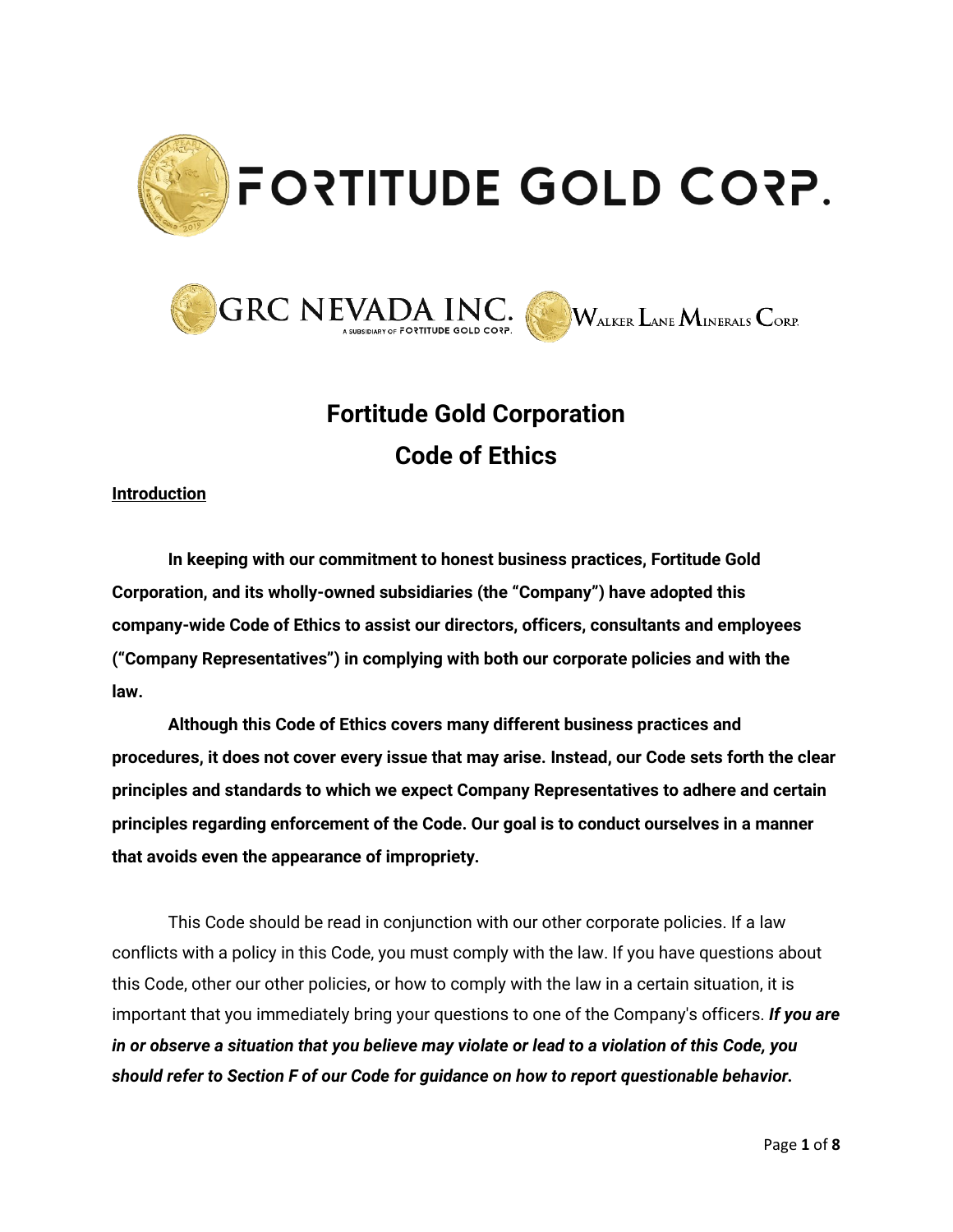# FORTITUDE GOLD CORP.

GRC NEVADA INC. A SUBSIDIARY OF FORTITUDE GOLD CORP. WALKER LANE MINERALS CORP.

## Fortitude Gold Corporation
## Code of Ethics

**Introduction**

**In keeping with our commitment to honest business practices, Fortitude Gold Corporation, and its wholly-owned subsidiaries (the "Company") have adopted this company-wide Code of Ethics to assist our directors, officers, consultants and employees ("Company Representatives") in complying with both our corporate policies and with the law.**

**Although this Code of Ethics covers many different business practices and procedures, it does not cover every issue that may arise. Instead, our Code sets forth the clear principles and standards to which we expect Company Representatives to adhere and certain principles regarding enforcement of the Code. Our goal is to conduct ourselves in a manner that avoids even the appearance of impropriety.**

This Code should be read in conjunction with our other corporate policies. If a law conflicts with a policy in this Code, you must comply with the law. If you have questions about this Code, other our other policies, or how to comply with the law in a certain situation, it is important that you immediately bring your questions to one of the Company's officers. ***If you are in or observe a situation that you believe may violate or lead to a violation of this Code, you should refer to Section F of our Code for guidance on how to report questionable behavior.***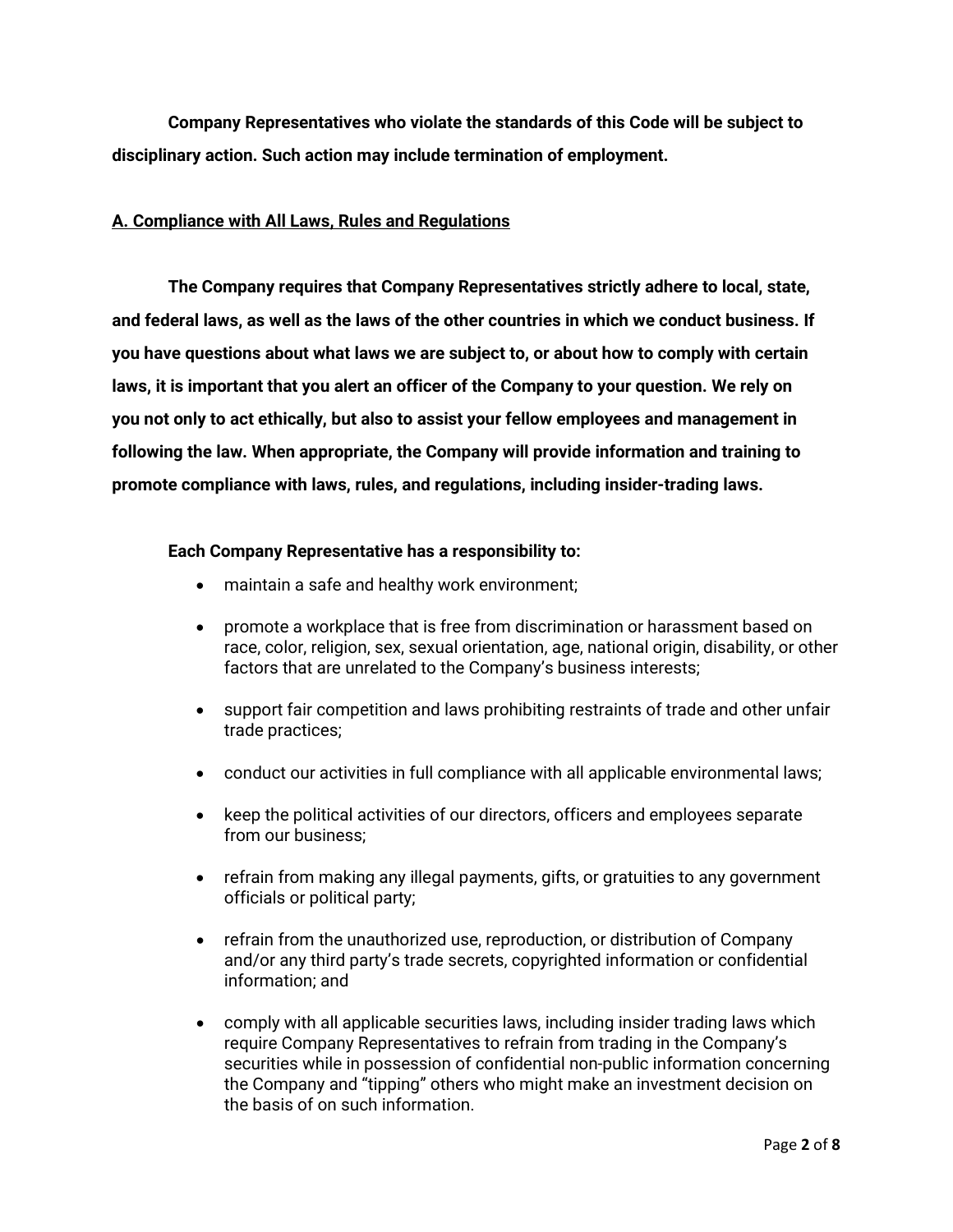**Company Representatives who violate the standards of this Code will be subject to disciplinary action. Such action may include termination of employment.**

## A. Compliance with All Laws, Rules and Regulations

**The Company requires that Company Representatives strictly adhere to local, state, and federal laws, as well as the laws of the other countries in which we conduct business. If you have questions about what laws we are subject to, or about how to comply with certain laws, it is important that you alert an officer of the Company to your question. We rely on you not only to act ethically, but also to assist your fellow employees and management in following the law. When appropriate, the Company will provide information and training to promote compliance with laws, rules, and regulations, including insider-trading laws.**

**Each Company Representative has a responsibility to:**

- maintain a safe and healthy work environment;
- promote a workplace that is free from discrimination or harassment based on race, color, religion, sex, sexual orientation, age, national origin, disability, or other factors that are unrelated to the Company's business interests;
- support fair competition and laws prohibiting restraints of trade and other unfair trade practices;
- conduct our activities in full compliance with all applicable environmental laws;
- keep the political activities of our directors, officers and employees separate from our business;
- refrain from making any illegal payments, gifts, or gratuities to any government officials or political party;
- refrain from the unauthorized use, reproduction, or distribution of Company and/or any third party's trade secrets, copyrighted information or confidential information; and
- comply with all applicable securities laws, including insider trading laws which require Company Representatives to refrain from trading in the Company's securities while in possession of confidential non-public information concerning the Company and "tipping" others who might make an investment decision on the basis of on such information.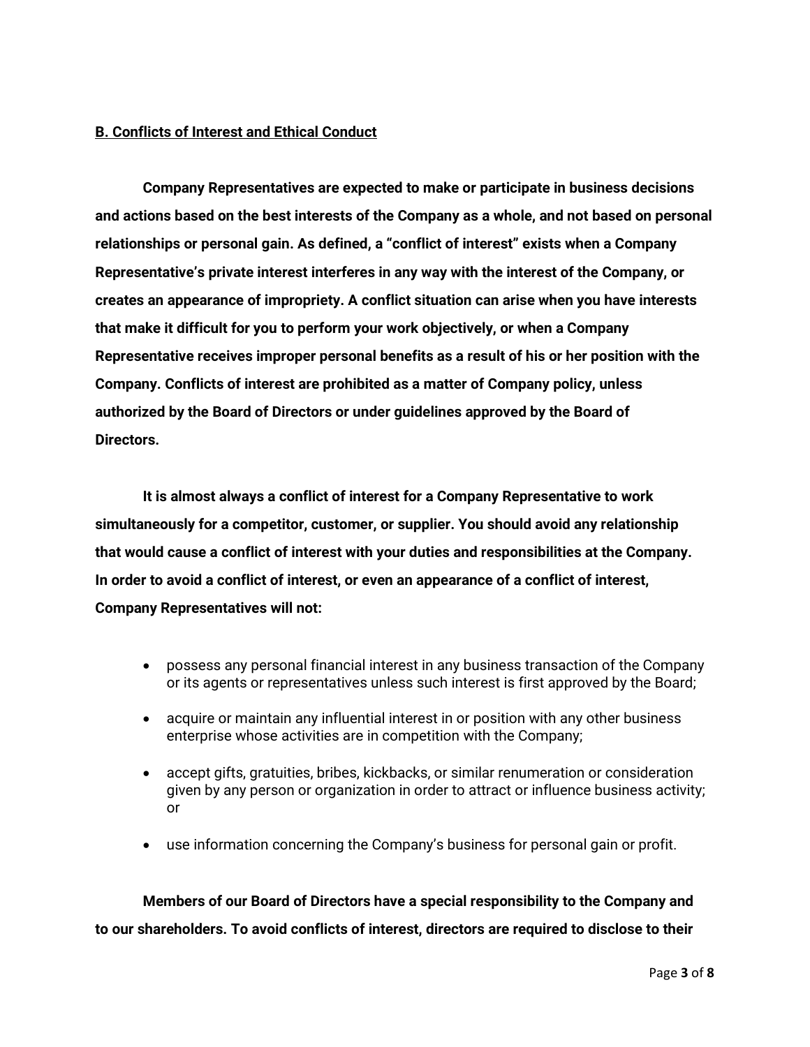**B. Conflicts of Interest and Ethical Conduct**

**Company Representatives are expected to make or participate in business decisions and actions based on the best interests of the Company as a whole, and not based on personal relationships or personal gain. As defined, a "conflict of interest" exists when a Company Representative's private interest interferes in any way with the interest of the Company, or creates an appearance of impropriety. A conflict situation can arise when you have interests that make it difficult for you to perform your work objectively, or when a Company Representative receives improper personal benefits as a result of his or her position with the Company. Conflicts of interest are prohibited as a matter of Company policy, unless authorized by the Board of Directors or under guidelines approved by the Board of Directors.**

**It is almost always a conflict of interest for a Company Representative to work simultaneously for a competitor, customer, or supplier. You should avoid any relationship that would cause a conflict of interest with your duties and responsibilities at the Company. In order to avoid a conflict of interest, or even an appearance of a conflict of interest, Company Representatives will not:**

- possess any personal financial interest in any business transaction of the Company or its agents or representatives unless such interest is first approved by the Board;
- acquire or maintain any influential interest in or position with any other business enterprise whose activities are in competition with the Company;
- accept gifts, gratuities, bribes, kickbacks, or similar renumeration or consideration given by any person or organization in order to attract or influence business activity; or
- use information concerning the Company's business for personal gain or profit.

**Members of our Board of Directors have a special responsibility to the Company and to our shareholders. To avoid conflicts of interest, directors are required to disclose to their**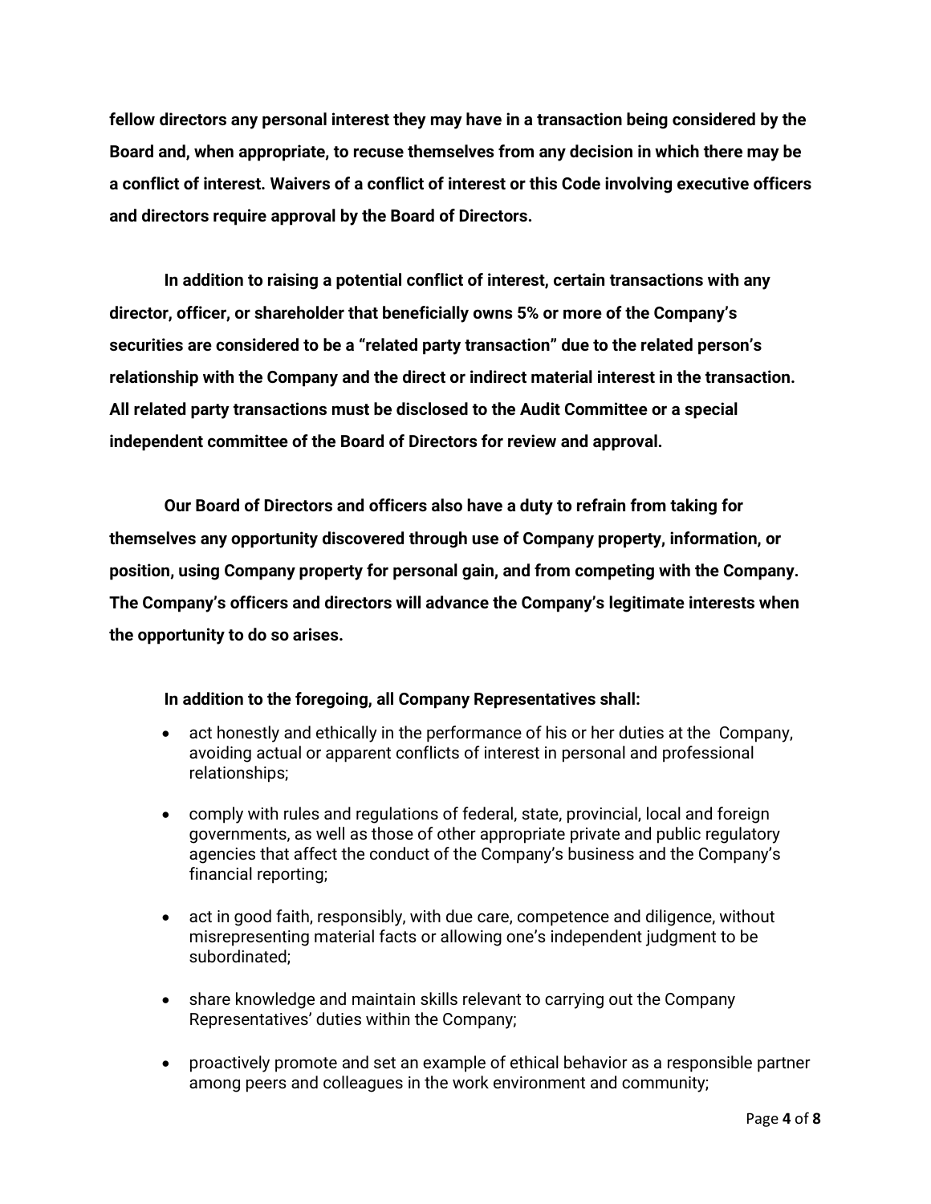**fellow directors any personal interest they may have in a transaction being considered by the Board and, when appropriate, to recuse themselves from any decision in which there may be a conflict of interest. Waivers of a conflict of interest or this Code involving executive officers and directors require approval by the Board of Directors.**

**In addition to raising a potential conflict of interest, certain transactions with any director, officer, or shareholder that beneficially owns 5% or more of the Company's securities are considered to be a "related party transaction" due to the related person's relationship with the Company and the direct or indirect material interest in the transaction. All related party transactions must be disclosed to the Audit Committee or a special independent committee of the Board of Directors for review and approval.**

**Our Board of Directors and officers also have a duty to refrain from taking for themselves any opportunity discovered through use of Company property, information, or position, using Company property for personal gain, and from competing with the Company. The Company's officers and directors will advance the Company's legitimate interests when the opportunity to do so arises.**

**In addition to the foregoing, all Company Representatives shall:**

- act honestly and ethically in the performance of his or her duties at the Company, avoiding actual or apparent conflicts of interest in personal and professional relationships;
- comply with rules and regulations of federal, state, provincial, local and foreign governments, as well as those of other appropriate private and public regulatory agencies that affect the conduct of the Company's business and the Company's financial reporting;
- act in good faith, responsibly, with due care, competence and diligence, without misrepresenting material facts or allowing one's independent judgment to be subordinated;
- share knowledge and maintain skills relevant to carrying out the Company Representatives' duties within the Company;
- proactively promote and set an example of ethical behavior as a responsible partner among peers and colleagues in the work environment and community;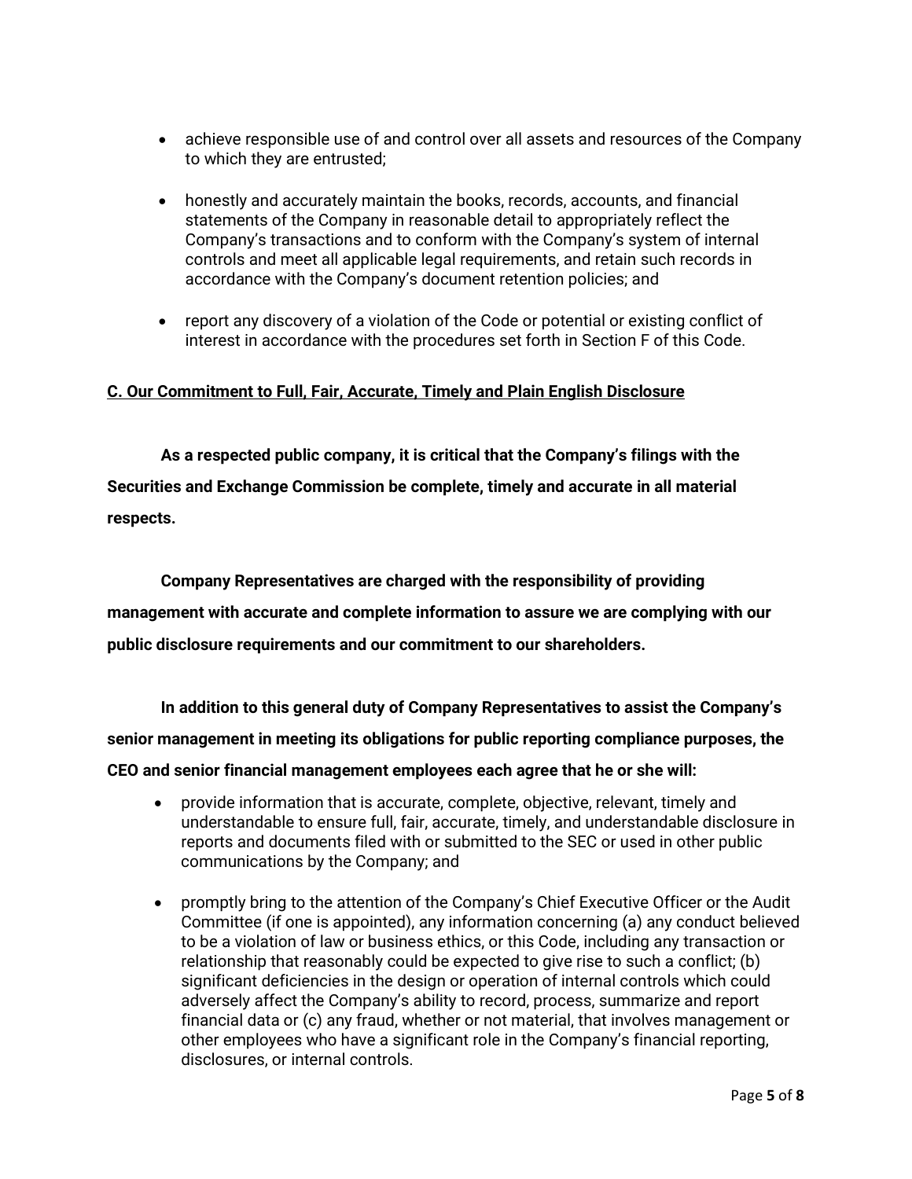- achieve responsible use of and control over all assets and resources of the Company to which they are entrusted;

- honestly and accurately maintain the books, records, accounts, and financial statements of the Company in reasonable detail to appropriately reflect the Company's transactions and to conform with the Company's system of internal controls and meet all applicable legal requirements, and retain such records in accordance with the Company's document retention policies; and

- report any discovery of a violation of the Code or potential or existing conflict of interest in accordance with the procedures set forth in Section F of this Code.

**C. Our Commitment to Full, Fair, Accurate, Timely and Plain English Disclosure**

**As a respected public company, it is critical that the Company's filings with the Securities and Exchange Commission be complete, timely and accurate in all material respects.**

**Company Representatives are charged with the responsibility of providing management with accurate and complete information to assure we are complying with our public disclosure requirements and our commitment to our shareholders.**

**In addition to this general duty of Company Representatives to assist the Company's senior management in meeting its obligations for public reporting compliance purposes, the CEO and senior financial management employees each agree that he or she will:**

- provide information that is accurate, complete, objective, relevant, timely and understandable to ensure full, fair, accurate, timely, and understandable disclosure in reports and documents filed with or submitted to the SEC or used in other public communications by the Company; and

- promptly bring to the attention of the Company's Chief Executive Officer or the Audit Committee (if one is appointed), any information concerning (a) any conduct believed to be a violation of law or business ethics, or this Code, including any transaction or relationship that reasonably could be expected to give rise to such a conflict; (b) significant deficiencies in the design or operation of internal controls which could adversely affect the Company's ability to record, process, summarize and report financial data or (c) any fraud, whether or not material, that involves management or other employees who have a significant role in the Company's financial reporting, disclosures, or internal controls.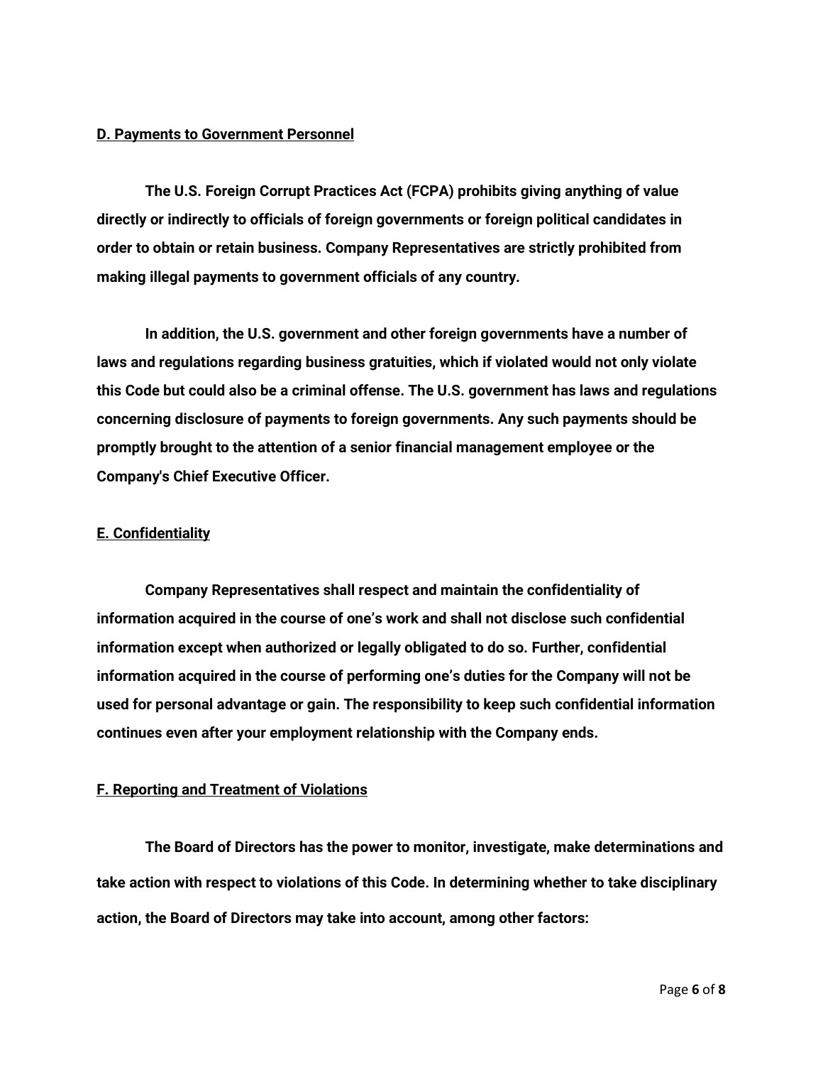### D. Payments to Government Personnel

**The U.S. Foreign Corrupt Practices Act (FCPA) prohibits giving anything of value directly or indirectly to officials of foreign governments or foreign political candidates in order to obtain or retain business. Company Representatives are strictly prohibited from making illegal payments to government officials of any country.**

**In addition, the U.S. government and other foreign governments have a number of laws and regulations regarding business gratuities, which if violated would not only violate this Code but could also be a criminal offense. The U.S. government has laws and regulations concerning disclosure of payments to foreign governments. Any such payments should be promptly brought to the attention of a senior financial management employee or the Company's Chief Executive Officer.**

### E. Confidentiality

**Company Representatives shall respect and maintain the confidentiality of information acquired in the course of one's work and shall not disclose such confidential information except when authorized or legally obligated to do so. Further, confidential information acquired in the course of performing one's duties for the Company will not be used for personal advantage or gain. The responsibility to keep such confidential information continues even after your employment relationship with the Company ends.**

### F. Reporting and Treatment of Violations

**The Board of Directors has the power to monitor, investigate, make determinations and take action with respect to violations of this Code. In determining whether to take disciplinary action, the Board of Directors may take into account, among other factors:**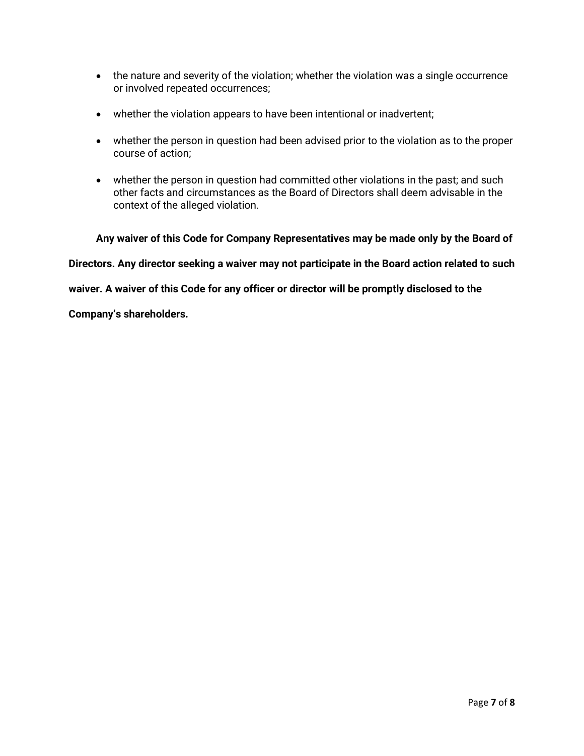- the nature and severity of the violation; whether the violation was a single occurrence or involved repeated occurrences;
- whether the violation appears to have been intentional or inadvertent;
- whether the person in question had been advised prior to the violation as to the proper course of action;
- whether the person in question had committed other violations in the past; and such other facts and circumstances as the Board of Directors shall deem advisable in the context of the alleged violation.

**Any waiver of this Code for Company Representatives may be made only by the Board of Directors. Any director seeking a waiver may not participate in the Board action related to such waiver. A waiver of this Code for any officer or director will be promptly disclosed to the Company's shareholders.**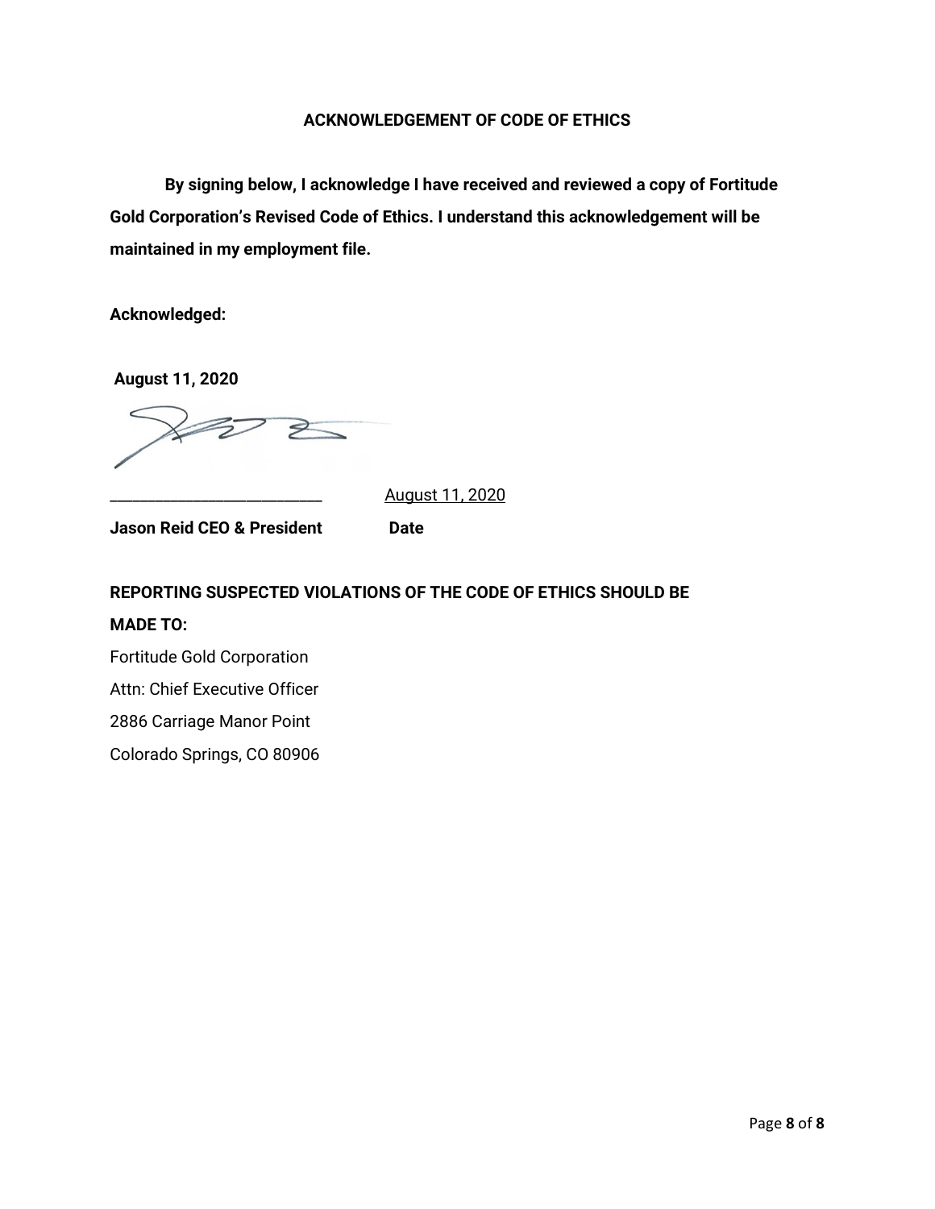**ACKNOWLEDGEMENT OF CODE OF ETHICS**

**By signing below, I acknowledge I have received and reviewed a copy of Fortitude Gold Corporation's Revised Code of Ethics. I understand this acknowledgement will be maintained in my employment file.**

**Acknowledged:**

**August 11, 2020**

\_\_\_\_\_\_\_\_\_\_\_\_\_\_\_\_\_\_\_\_\_\_\_\_\_\_ August 11, 2020

**Jason Reid CEO & President** **Date**

**REPORTING SUSPECTED VIOLATIONS OF THE CODE OF ETHICS SHOULD BE MADE TO:**

Fortitude Gold Corporation
Attn: Chief Executive Officer
2886 Carriage Manor Point
Colorado Springs, CO 80906